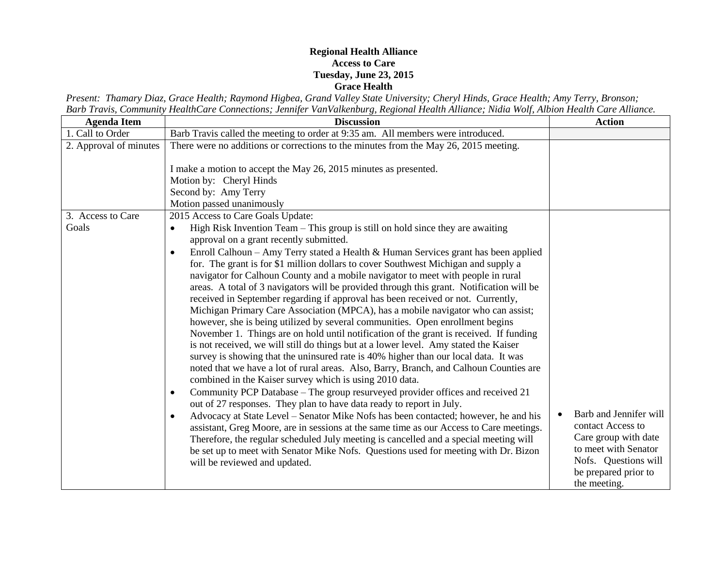**Regional Health Alliance**
**Access to Care**
**Tuesday, June 23, 2015**
**Grace Health**

*Present: Thamary Diaz, Grace Health; Raymond Higbea, Grand Valley State University; Cheryl Hinds, Grace Health; Amy Terry, Bronson; Barb Travis, Community HealthCare Connections; Jennifer VanValkenburg, Regional Health Alliance; Nidia Wolf, Albion Health Care Alliance.*

| Agenda Item | Discussion | Action |
|---|---|---|
| 1. Call to Order | Barb Travis called the meeting to order at 9:35 am. All members were introduced. | |
| 2. Approval of minutes | There were no additions or corrections to the minutes from the May 26, 2015 meeting.<br><br>I make a motion to accept the May 26, 2015 minutes as presented.<br>Motion by: Cheryl Hinds<br>Second by: Amy Terry<br>Motion passed unanimously | |
| 3. Access to Care Goals | 2015 Access to Care Goals Update:<br>• High Risk Invention Team – This group is still on hold since they are awaiting approval on a grant recently submitted.<br>• Enroll Calhoun – Amy Terry stated a Health & Human Services grant has been applied for. The grant is for $1 million dollars to cover Southwest Michigan and supply a navigator for Calhoun County and a mobile navigator to meet with people in rural areas. A total of 3 navigators will be provided through this grant. Notification will be received in September regarding if approval has been received or not. Currently, Michigan Primary Care Association (MPCA), has a mobile navigator who can assist; however, she is being utilized by several communities. Open enrollment begins November 1. Things are on hold until notification of the grant is received. If funding is not received, we will still do things but at a lower level. Amy stated the Kaiser survey is showing that the uninsured rate is 40% higher than our local data. It was noted that we have a lot of rural areas. Also, Barry, Branch, and Calhoun Counties are combined in the Kaiser survey which is using 2010 data.<br>• Community PCP Database – The group resurveyed provider offices and received 21 out of 27 responses. They plan to have data ready to report in July.<br>• Advocacy at State Level – Senator Mike Nofs has been contacted; however, he and his assistant, Greg Moore, are in sessions at the same time as our Access to Care meetings. Therefore, the regular scheduled July meeting is cancelled and a special meeting will be set up to meet with Senator Mike Nofs. Questions used for meeting with Dr. Bizon will be reviewed and updated. | • Barb and Jennifer will contact Access to Care group with date to meet with Senator Nofs. Questions will be prepared prior to the meeting. |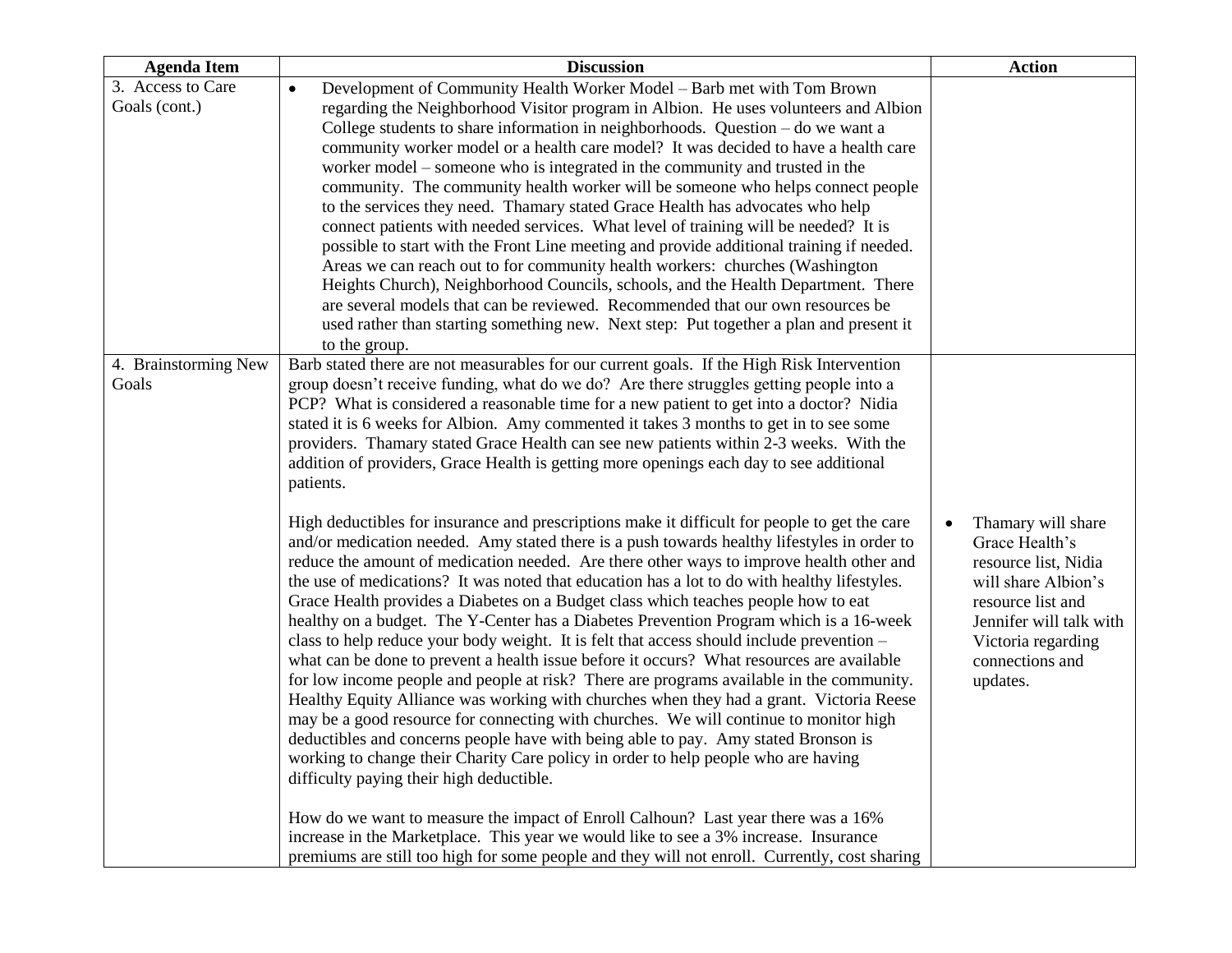| Agenda Item | Discussion | Action |
|---|---|---|
| 3. Access to Care Goals (cont.) | • Development of Community Health Worker Model – Barb met with Tom Brown regarding the Neighborhood Visitor program in Albion. He uses volunteers and Albion College students to share information in neighborhoods. Question – do we want a community worker model or a health care model? It was decided to have a health care worker model – someone who is integrated in the community and trusted in the community. The community health worker will be someone who helps connect people to the services they need. Thamary stated Grace Health has advocates who help connect patients with needed services. What level of training will be needed? It is possible to start with the Front Line meeting and provide additional training if needed. Areas we can reach out to for community health workers: churches (Washington Heights Church), Neighborhood Councils, schools, and the Health Department. There are several models that can be reviewed. Recommended that our own resources be used rather than starting something new. Next step: Put together a plan and present it to the group. | |
| 4. Brainstorming New Goals | Barb stated there are not measurables for our current goals. If the High Risk Intervention group doesn't receive funding, what do we do? Are there struggles getting people into a PCP? What is considered a reasonable time for a new patient to get into a doctor? Nidia stated it is 6 weeks for Albion. Amy commented it takes 3 months to get in to see some providers. Thamary stated Grace Health can see new patients within 2-3 weeks. With the addition of providers, Grace Health is getting more openings each day to see additional patients.<br><br>High deductibles for insurance and prescriptions make it difficult for people to get the care and/or medication needed. Amy stated there is a push towards healthy lifestyles in order to reduce the amount of medication needed. Are there other ways to improve health other and the use of medications? It was noted that education has a lot to do with healthy lifestyles. Grace Health provides a Diabetes on a Budget class which teaches people how to eat healthy on a budget. The Y-Center has a Diabetes Prevention Program which is a 16-week class to help reduce your body weight. It is felt that access should include prevention – what can be done to prevent a health issue before it occurs? What resources are available for low income people and people at risk? There are programs available in the community. Healthy Equity Alliance was working with churches when they had a grant. Victoria Reese may be a good resource for connecting with churches. We will continue to monitor high deductibles and concerns people have with being able to pay. Amy stated Bronson is working to change their Charity Care policy in order to help people who are having difficulty paying their high deductible.<br><br>How do we want to measure the impact of Enroll Calhoun? Last year there was a 16% increase in the Marketplace. This year we would like to see a 3% increase. Insurance premiums are still too high for some people and they will not enroll. Currently, cost sharing | • Thamary will share Grace Health's resource list, Nidia will share Albion's resource list and Jennifer will talk with Victoria regarding connections and updates. |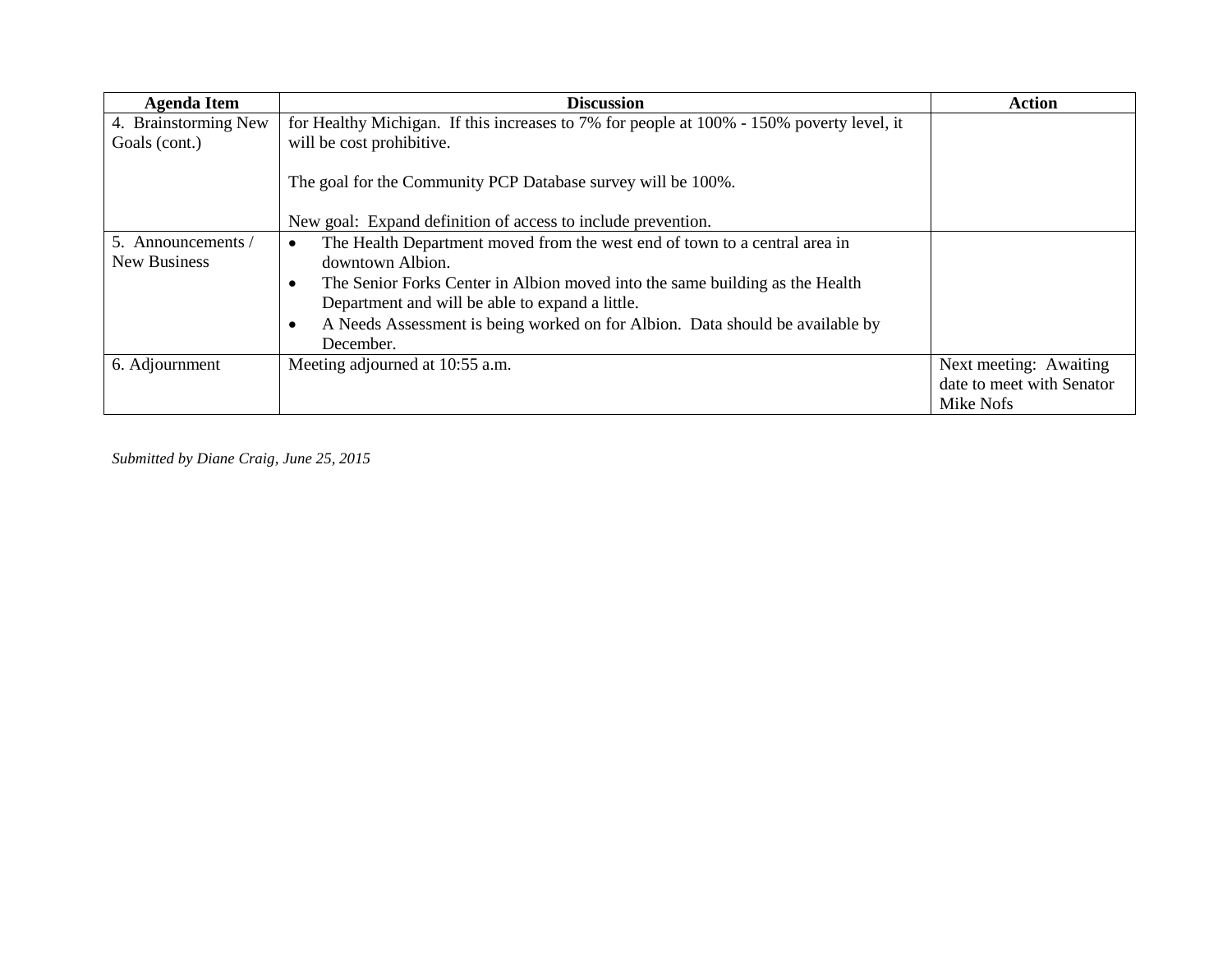| Agenda Item | Discussion | Action |
|---|---|---|
| 4. Brainstorming New Goals (cont.) | for Healthy Michigan. If this increases to 7% for people at 100% - 150% poverty level, it will be cost prohibitive.<br><br>The goal for the Community PCP Database survey will be 100%.<br><br>New goal: Expand definition of access to include prevention. | |
| 5. Announcements / New Business | • The Health Department moved from the west end of town to a central area in downtown Albion.<br>• The Senior Forks Center in Albion moved into the same building as the Health Department and will be able to expand a little.<br>• A Needs Assessment is being worked on for Albion. Data should be available by December. | |
| 6. Adjournment | Meeting adjourned at 10:55 a.m. | Next meeting: Awaiting date to meet with Senator Mike Nofs |

*Submitted by Diane Craig, June 25, 2015*